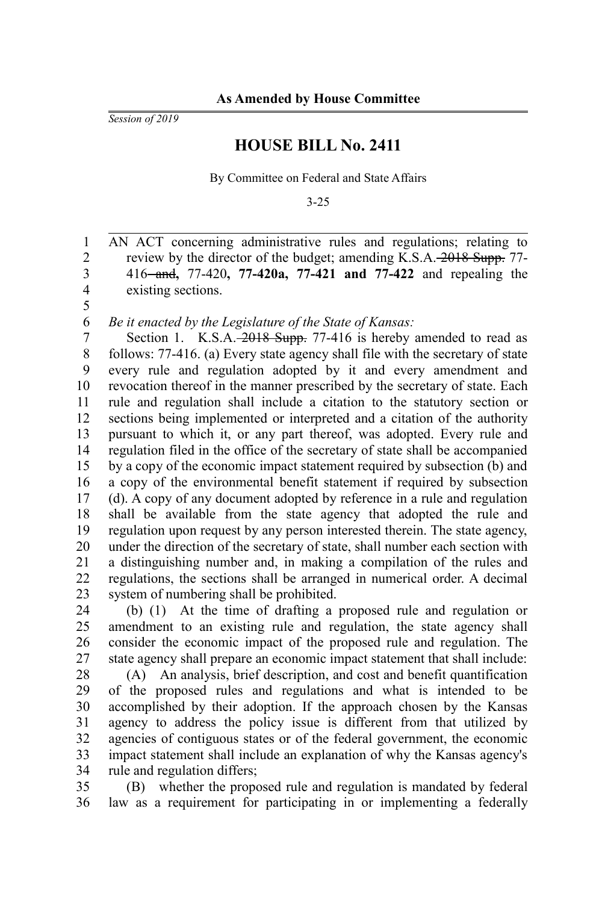**As Amended by House Committee**

*Session of 2019*

# HOUSE BILL No. 2411

By Committee on Federal and State Affairs

3-25

AN ACT concerning administrative rules and regulations; relating to review by the director of the budget; amending K.S.A. ~~2018 Supp.~~ 77-416 ~~and~~**,** 77-420**, 77-420a, 77-421 and 77-422** and repealing the existing sections.

*Be it enacted by the Legislature of the State of Kansas:*

Section 1. K.S.A. ~~2018 Supp.~~ 77-416 is hereby amended to read as follows: 77-416. (a) Every state agency shall file with the secretary of state every rule and regulation adopted by it and every amendment and revocation thereof in the manner prescribed by the secretary of state. Each rule and regulation shall include a citation to the statutory section or sections being implemented or interpreted and a citation of the authority pursuant to which it, or any part thereof, was adopted. Every rule and regulation filed in the office of the secretary of state shall be accompanied by a copy of the economic impact statement required by subsection (b) and a copy of the environmental benefit statement if required by subsection (d). A copy of any document adopted by reference in a rule and regulation shall be available from the state agency that adopted the rule and regulation upon request by any person interested therein. The state agency, under the direction of the secretary of state, shall number each section with a distinguishing number and, in making a compilation of the rules and regulations, the sections shall be arranged in numerical order. A decimal system of numbering shall be prohibited.

(b) (1) At the time of drafting a proposed rule and regulation or amendment to an existing rule and regulation, the state agency shall consider the economic impact of the proposed rule and regulation. The state agency shall prepare an economic impact statement that shall include:

(A) An analysis, brief description, and cost and benefit quantification of the proposed rules and regulations and what is intended to be accomplished by their adoption. If the approach chosen by the Kansas agency to address the policy issue is different from that utilized by agencies of contiguous states or of the federal government, the economic impact statement shall include an explanation of why the Kansas agency's rule and regulation differs;

(B) whether the proposed rule and regulation is mandated by federal law as a requirement for participating in or implementing a federally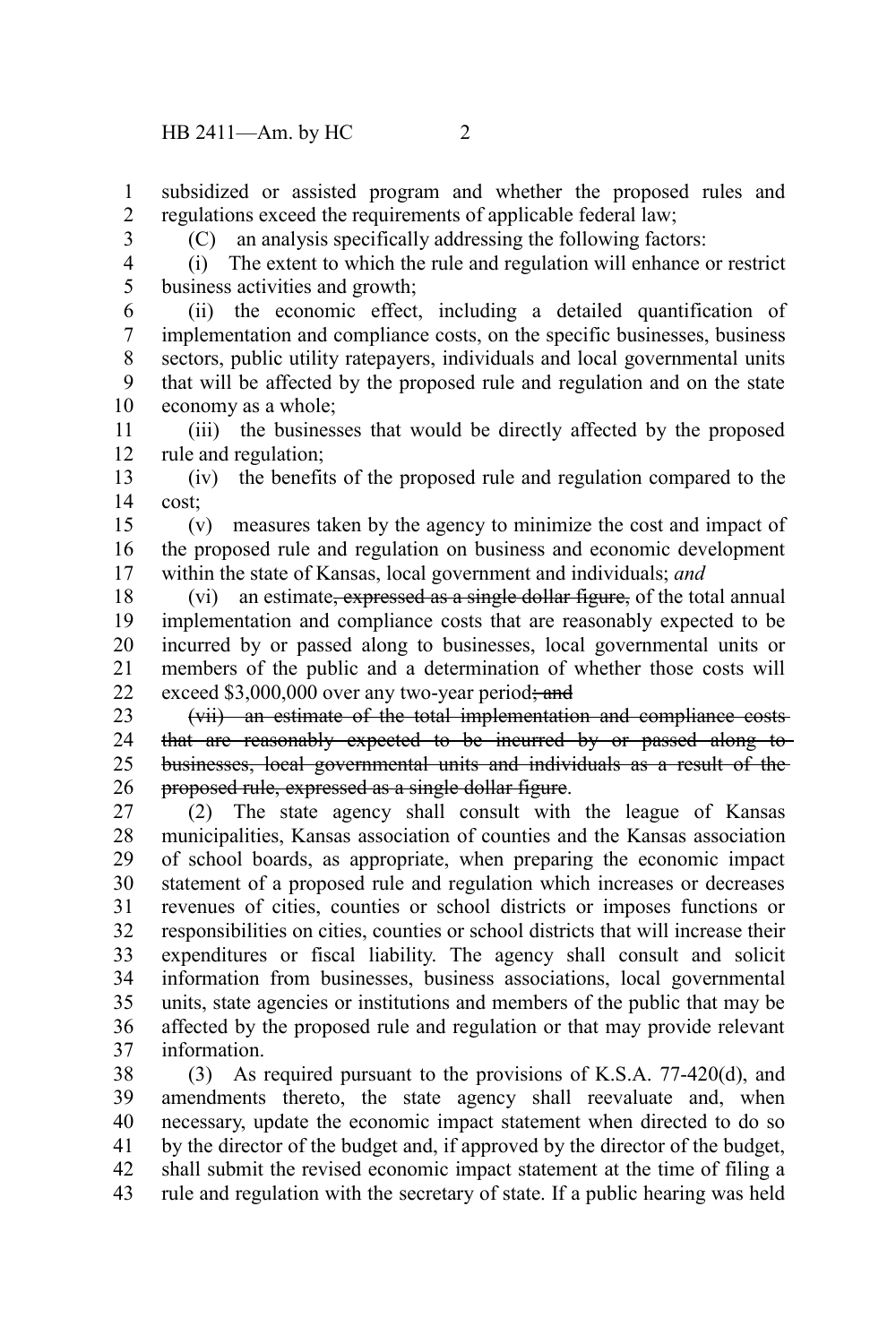subsidized or assisted program and whether the proposed rules and regulations exceed the requirements of applicable federal law;

(C) an analysis specifically addressing the following factors:

(i) The extent to which the rule and regulation will enhance or restrict business activities and growth;

(ii) the economic effect, including a detailed quantification of implementation and compliance costs, on the specific businesses, business sectors, public utility ratepayers, individuals and local governmental units that will be affected by the proposed rule and regulation and on the state economy as a whole;

(iii) the businesses that would be directly affected by the proposed rule and regulation;

(iv) the benefits of the proposed rule and regulation compared to the cost;

(v) measures taken by the agency to minimize the cost and impact of the proposed rule and regulation on business and economic development within the state of Kansas, local government and individuals; *and*

(vi) an estimate~~, expressed as a single dollar figure,~~ of the total annual implementation and compliance costs that are reasonably expected to be incurred by or passed along to businesses, local governmental units or members of the public and a determination of whether those costs will exceed $3,000,000 over any two-year period~~; and~~

~~(vii) an estimate of the total implementation and compliance costs that are reasonably expected to be incurred by or passed along to businesses, local governmental units and individuals as a result of the proposed rule, expressed as a single dollar figure~~.

(2) The state agency shall consult with the league of Kansas municipalities, Kansas association of counties and the Kansas association of school boards, as appropriate, when preparing the economic impact statement of a proposed rule and regulation which increases or decreases revenues of cities, counties or school districts or imposes functions or responsibilities on cities, counties or school districts that will increase their expenditures or fiscal liability. The agency shall consult and solicit information from businesses, business associations, local governmental units, state agencies or institutions and members of the public that may be affected by the proposed rule and regulation or that may provide relevant information.

(3) As required pursuant to the provisions of K.S.A. 77-420(d), and amendments thereto, the state agency shall reevaluate and, when necessary, update the economic impact statement when directed to do so by the director of the budget and, if approved by the director of the budget, shall submit the revised economic impact statement at the time of filing a rule and regulation with the secretary of state. If a public hearing was held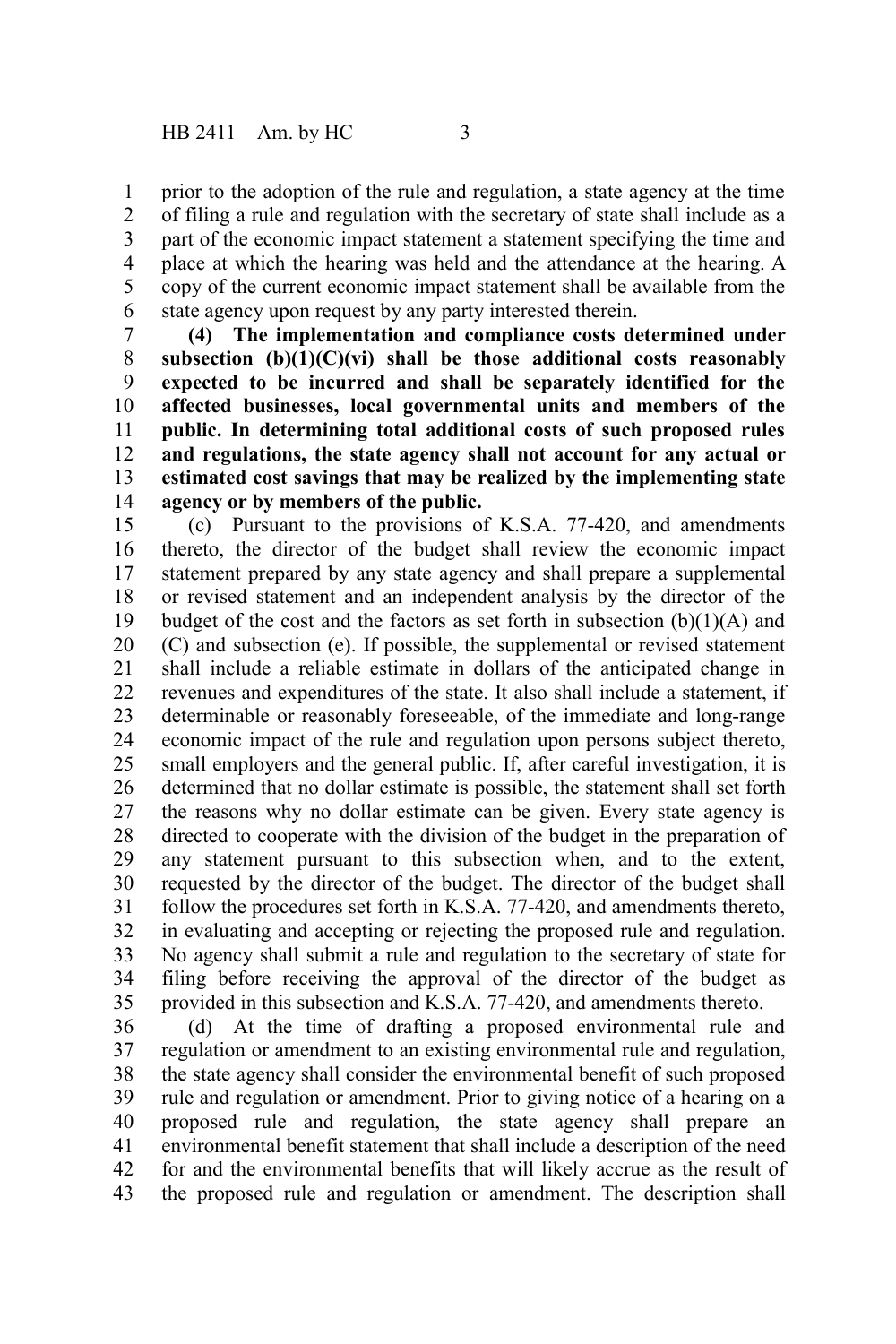prior to the adoption of the rule and regulation, a state agency at the time of filing a rule and regulation with the secretary of state shall include as a part of the economic impact statement a statement specifying the time and place at which the hearing was held and the attendance at the hearing. A copy of the current economic impact statement shall be available from the state agency upon request by any party interested therein.

**(4) The implementation and compliance costs determined under subsection (b)(1)(C)(vi) shall be those additional costs reasonably expected to be incurred and shall be separately identified for the affected businesses, local governmental units and members of the public. In determining total additional costs of such proposed rules and regulations, the state agency shall not account for any actual or estimated cost savings that may be realized by the implementing state agency or by members of the public.**

(c) Pursuant to the provisions of K.S.A. 77-420, and amendments thereto, the director of the budget shall review the economic impact statement prepared by any state agency and shall prepare a supplemental or revised statement and an independent analysis by the director of the budget of the cost and the factors as set forth in subsection (b)(1)(A) and (C) and subsection (e). If possible, the supplemental or revised statement shall include a reliable estimate in dollars of the anticipated change in revenues and expenditures of the state. It also shall include a statement, if determinable or reasonably foreseeable, of the immediate and long-range economic impact of the rule and regulation upon persons subject thereto, small employers and the general public. If, after careful investigation, it is determined that no dollar estimate is possible, the statement shall set forth the reasons why no dollar estimate can be given. Every state agency is directed to cooperate with the division of the budget in the preparation of any statement pursuant to this subsection when, and to the extent, requested by the director of the budget. The director of the budget shall follow the procedures set forth in K.S.A. 77-420, and amendments thereto, in evaluating and accepting or rejecting the proposed rule and regulation. No agency shall submit a rule and regulation to the secretary of state for filing before receiving the approval of the director of the budget as provided in this subsection and K.S.A. 77-420, and amendments thereto.

(d) At the time of drafting a proposed environmental rule and regulation or amendment to an existing environmental rule and regulation, the state agency shall consider the environmental benefit of such proposed rule and regulation or amendment. Prior to giving notice of a hearing on a proposed rule and regulation, the state agency shall prepare an environmental benefit statement that shall include a description of the need for and the environmental benefits that will likely accrue as the result of the proposed rule and regulation or amendment. The description shall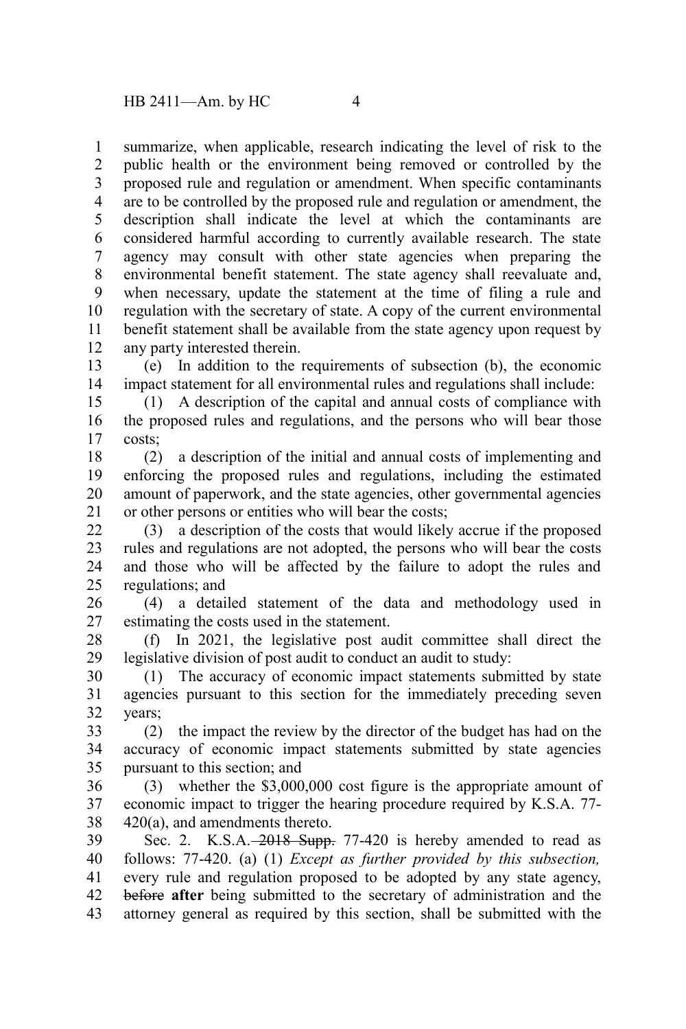summarize, when applicable, research indicating the level of risk to the public health or the environment being removed or controlled by the proposed rule and regulation or amendment. When specific contaminants are to be controlled by the proposed rule and regulation or amendment, the description shall indicate the level at which the contaminants are considered harmful according to currently available research. The state agency may consult with other state agencies when preparing the environmental benefit statement. The state agency shall reevaluate and, when necessary, update the statement at the time of filing a rule and regulation with the secretary of state. A copy of the current environmental benefit statement shall be available from the state agency upon request by any party interested therein.

(e) In addition to the requirements of subsection (b), the economic impact statement for all environmental rules and regulations shall include:

(1) A description of the capital and annual costs of compliance with the proposed rules and regulations, and the persons who will bear those costs;

(2) a description of the initial and annual costs of implementing and enforcing the proposed rules and regulations, including the estimated amount of paperwork, and the state agencies, other governmental agencies or other persons or entities who will bear the costs;

(3) a description of the costs that would likely accrue if the proposed rules and regulations are not adopted, the persons who will bear the costs and those who will be affected by the failure to adopt the rules and regulations; and

(4) a detailed statement of the data and methodology used in estimating the costs used in the statement.

(f) In 2021, the legislative post audit committee shall direct the legislative division of post audit to conduct an audit to study:

(1) The accuracy of economic impact statements submitted by state agencies pursuant to this section for the immediately preceding seven years;

(2) the impact the review by the director of the budget has had on the accuracy of economic impact statements submitted by state agencies pursuant to this section; and

(3) whether the $3,000,000 cost figure is the appropriate amount of economic impact to trigger the hearing procedure required by K.S.A. 77-420(a), and amendments thereto.

Sec. 2. K.S.A. ~~2018 Supp.~~ 77-420 is hereby amended to read as follows: 77-420. (a) (1) *Except as further provided by this subsection,* every rule and regulation proposed to be adopted by any state agency, ~~before~~ **after** being submitted to the secretary of administration and the attorney general as required by this section, shall be submitted with the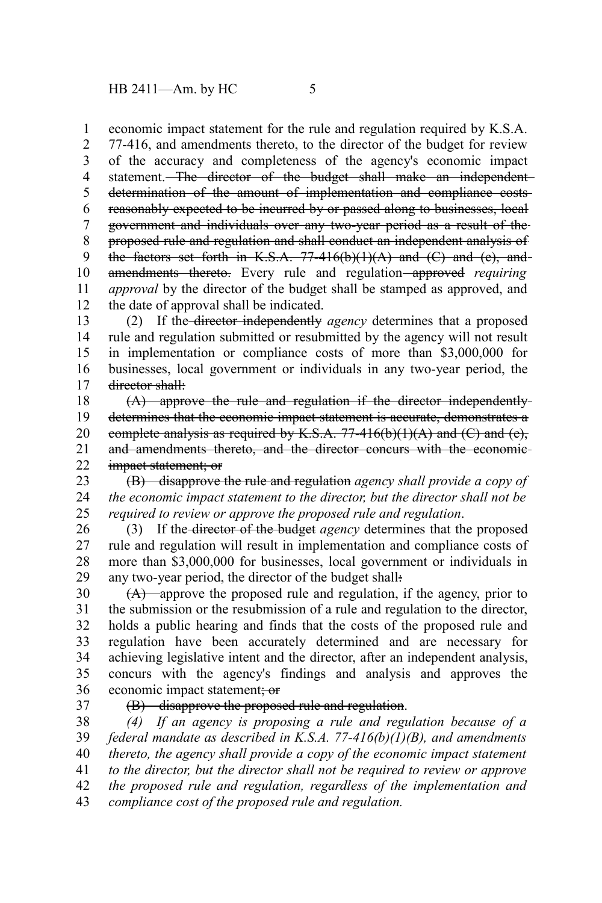economic impact statement for the rule and regulation required by K.S.A. 77-416, and amendments thereto, to the director of the budget for review of the accuracy and completeness of the agency's economic impact statement. ~~The director of the budget shall make an independent determination of the amount of implementation and compliance costs reasonably expected to be incurred by or passed along to businesses, local government and individuals over any two-year period as a result of the proposed rule and regulation and shall conduct an independent analysis of the factors set forth in K.S.A. 77-416(b)(1)(A) and (C) and (e), and amendments thereto.~~ Every rule and regulation ~~approved~~ *requiring approval* by the director of the budget shall be stamped as approved, and the date of approval shall be indicated.

(2) If the ~~director independently~~ *agency* determines that a proposed rule and regulation submitted or resubmitted by the agency will not result in implementation or compliance costs of more than $3,000,000 for businesses, local government or individuals in any two-year period, the ~~director shall:~~

~~(A) approve the rule and regulation if the director independently determines that the economic impact statement is accurate, demonstrates a complete analysis as required by K.S.A. 77-416(b)(1)(A) and (C) and (e), and amendments thereto, and the director concurs with the economic impact statement; or~~

~~(B) disapprove the rule and regulation~~ *agency shall provide a copy of the economic impact statement to the director, but the director shall not be required to review or approve the proposed rule and regulation*.

(3) If the ~~director of the budget~~ *agency* determines that the proposed rule and regulation will result in implementation and compliance costs of more than $3,000,000 for businesses, local government or individuals in any two-year period, the director of the budget shall~~:~~

~~(A)~~ approve the proposed rule and regulation, if the agency, prior to the submission or the resubmission of a rule and regulation to the director, holds a public hearing and finds that the costs of the proposed rule and regulation have been accurately determined and are necessary for achieving legislative intent and the director, after an independent analysis, concurs with the agency's findings and analysis and approves the economic impact statement~~; or~~

~~(B) disapprove the proposed rule and regulation~~.

*(4) If an agency is proposing a rule and regulation because of a federal mandate as described in K.S.A. 77-416(b)(1)(B), and amendments thereto, the agency shall provide a copy of the economic impact statement to the director, but the director shall not be required to review or approve the proposed rule and regulation, regardless of the implementation and compliance cost of the proposed rule and regulation.*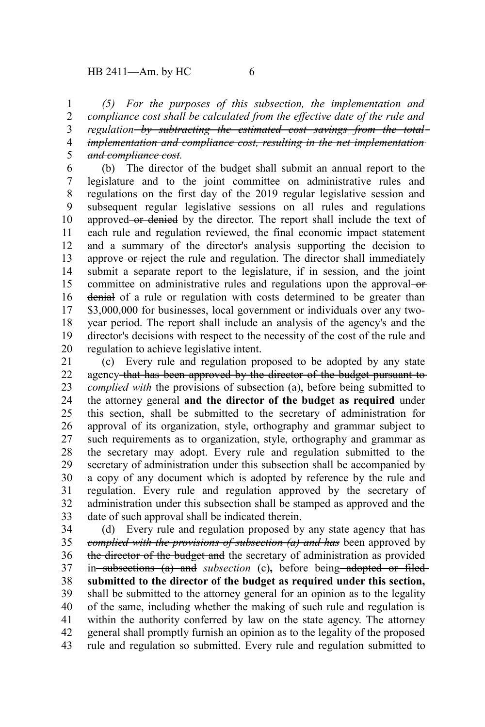*(5) For the purposes of this subsection, the implementation and compliance cost shall be calculated from the effective date of the rule and regulation* ~~*by subtracting the estimated cost savings from the total implementation and compliance cost, resulting in the net implementation and compliance cost*~~*.*

(b) The director of the budget shall submit an annual report to the legislature and to the joint committee on administrative rules and regulations on the first day of the 2019 regular legislative session and subsequent regular legislative sessions on all rules and regulations approved ~~or denied~~ by the director. The report shall include the text of each rule and regulation reviewed, the final economic impact statement and a summary of the director's analysis supporting the decision to approve ~~or reject~~ the rule and regulation. The director shall immediately submit a separate report to the legislature, if in session, and the joint committee on administrative rules and regulations upon the approval ~~or denial~~ of a rule or regulation with costs determined to be greater than $3,000,000 for businesses, local government or individuals over any two-year period. The report shall include an analysis of the agency's and the director's decisions with respect to the necessity of the cost of the rule and regulation to achieve legislative intent.

(c) Every rule and regulation proposed to be adopted by any state agency ~~that has been approved by the director of the budget pursuant to~~ ~~*complied with*~~ the provisions of subsection (a), before being submitted to the attorney general **and the director of the budget as required** under this section, shall be submitted to the secretary of administration for approval of its organization, style, orthography and grammar subject to such requirements as to organization, style, orthography and grammar as the secretary may adopt. Every rule and regulation submitted to the secretary of administration under this subsection shall be accompanied by a copy of any document which is adopted by reference by the rule and regulation. Every rule and regulation approved by the secretary of administration under this subsection shall be stamped as approved and the date of such approval shall be indicated therein.

(d) Every rule and regulation proposed by any state agency that has ~~*complied with the provisions of subsection (a) and has*~~ been approved by ~~the director of the budget and~~ the secretary of administration as provided in ~~subsections (a) and~~ *subsection* (c)**,** before being ~~adopted or filed~~ **submitted to the director of the budget as required under this section,** shall be submitted to the attorney general for an opinion as to the legality of the same, including whether the making of such rule and regulation is within the authority conferred by law on the state agency. The attorney general shall promptly furnish an opinion as to the legality of the proposed rule and regulation so submitted. Every rule and regulation submitted to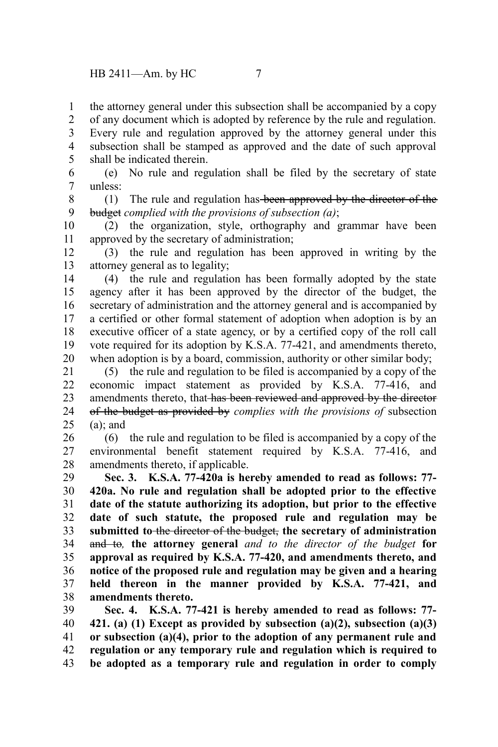the attorney general under this subsection shall be accompanied by a copy of any document which is adopted by reference by the rule and regulation. Every rule and regulation approved by the attorney general under this subsection shall be stamped as approved and the date of such approval shall be indicated therein.

(e) No rule and regulation shall be filed by the secretary of state unless:

(1) The rule and regulation has ~~been approved by the director of the budget~~ *complied with the provisions of subsection (a)*;

(2) the organization, style, orthography and grammar have been approved by the secretary of administration;

(3) the rule and regulation has been approved in writing by the attorney general as to legality;

(4) the rule and regulation has been formally adopted by the state agency after it has been approved by the director of the budget, the secretary of administration and the attorney general and is accompanied by a certified or other formal statement of adoption when adoption is by an executive officer of a state agency, or by a certified copy of the roll call vote required for its adoption by K.S.A. 77-421, and amendments thereto, when adoption is by a board, commission, authority or other similar body;

(5) the rule and regulation to be filed is accompanied by a copy of the economic impact statement as provided by K.S.A. 77-416, and amendments thereto, that ~~has been reviewed and approved by the director of the budget as provided by~~ *complies with the provisions of* subsection (a); and

(6) the rule and regulation to be filed is accompanied by a copy of the environmental benefit statement required by K.S.A. 77-416, and amendments thereto, if applicable.

**Sec. 3. K.S.A. 77-420a is hereby amended to read as follows: 77-420a. No rule and regulation shall be adopted prior to the effective date of the statute authorizing its adoption, but prior to the effective date of such statute, the proposed rule and regulation may be submitted to** ~~the director of the budget,~~ **the secretary of administration** ~~and to~~*,* **the attorney general** *and to the director of the budget* **for approval as required by K.S.A. 77-420, and amendments thereto, and notice of the proposed rule and regulation may be given and a hearing held thereon in the manner provided by K.S.A. 77-421, and amendments thereto.**

**Sec. 4. K.S.A. 77-421 is hereby amended to read as follows: 77-421. (a) (1) Except as provided by subsection (a)(2), subsection (a)(3) or subsection (a)(4), prior to the adoption of any permanent rule and regulation or any temporary rule and regulation which is required to be adopted as a temporary rule and regulation in order to comply**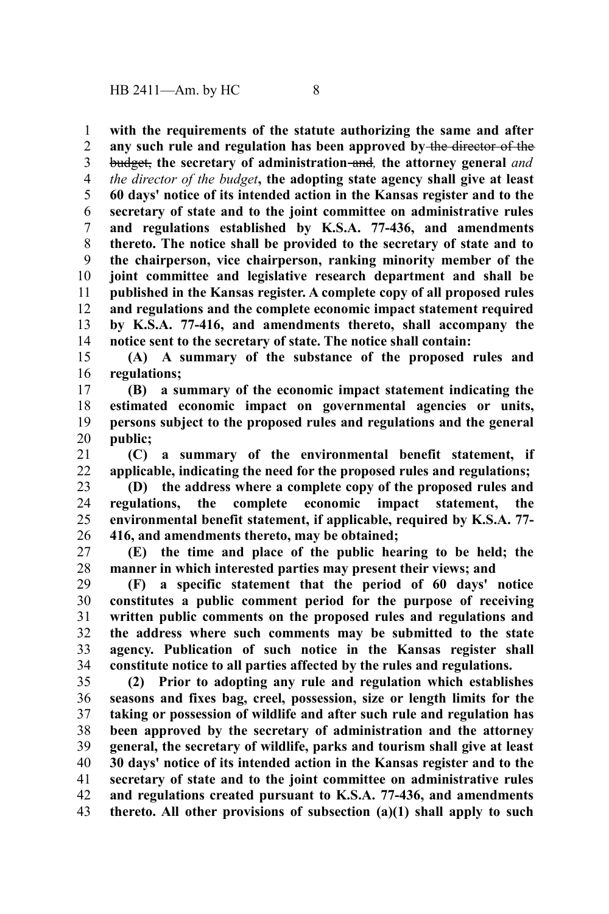**with the requirements of the statute authorizing the same and after any such rule and regulation has been approved by** ~~the director of the budget,~~ **the secretary of administration** ~~and~~*,* **the attorney general** *and the director of the budget***, the adopting state agency shall give at least 60 days' notice of its intended action in the Kansas register and to the secretary of state and to the joint committee on administrative rules and regulations established by K.S.A. 77-436, and amendments thereto. The notice shall be provided to the secretary of state and to the chairperson, vice chairperson, ranking minority member of the joint committee and legislative research department and shall be published in the Kansas register. A complete copy of all proposed rules and regulations and the complete economic impact statement required by K.S.A. 77-416, and amendments thereto, shall accompany the notice sent to the secretary of state. The notice shall contain:**

**(A) A summary of the substance of the proposed rules and regulations;**

**(B) a summary of the economic impact statement indicating the estimated economic impact on governmental agencies or units, persons subject to the proposed rules and regulations and the general public;**

**(C) a summary of the environmental benefit statement, if applicable, indicating the need for the proposed rules and regulations;**

**(D) the address where a complete copy of the proposed rules and regulations, the complete economic impact statement, the environmental benefit statement, if applicable, required by K.S.A. 77-416, and amendments thereto, may be obtained;**

**(E) the time and place of the public hearing to be held; the manner in which interested parties may present their views; and**

**(F) a specific statement that the period of 60 days' notice constitutes a public comment period for the purpose of receiving written public comments on the proposed rules and regulations and the address where such comments may be submitted to the state agency. Publication of such notice in the Kansas register shall constitute notice to all parties affected by the rules and regulations.**

**(2) Prior to adopting any rule and regulation which establishes seasons and fixes bag, creel, possession, size or length limits for the taking or possession of wildlife and after such rule and regulation has been approved by the secretary of administration and the attorney general, the secretary of wildlife, parks and tourism shall give at least 30 days' notice of its intended action in the Kansas register and to the secretary of state and to the joint committee on administrative rules and regulations created pursuant to K.S.A. 77-436, and amendments thereto. All other provisions of subsection (a)(1) shall apply to such**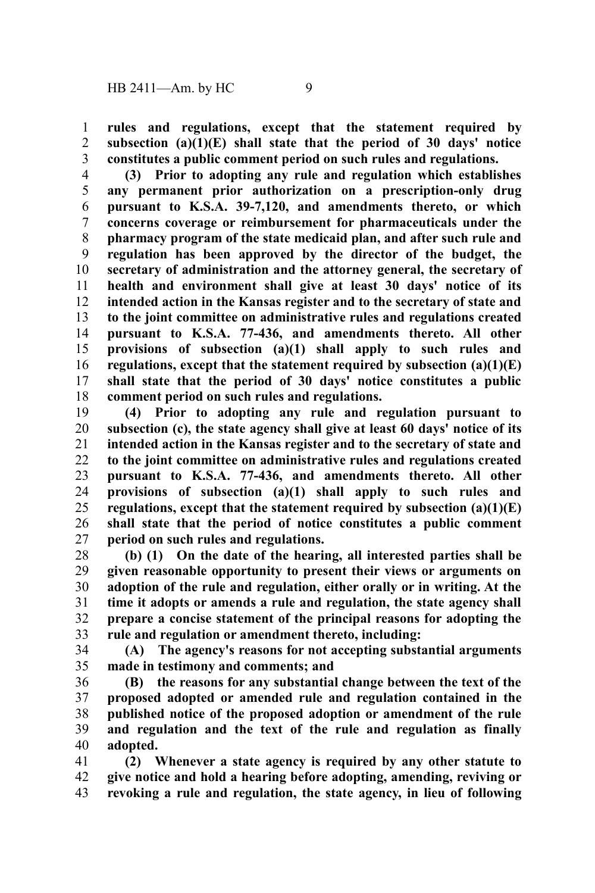**rules and regulations, except that the statement required by subsection (a)(1)(E) shall state that the period of 30 days' notice constitutes a public comment period on such rules and regulations.**

**(3) Prior to adopting any rule and regulation which establishes any permanent prior authorization on a prescription-only drug pursuant to K.S.A. 39-7,120, and amendments thereto, or which concerns coverage or reimbursement for pharmaceuticals under the pharmacy program of the state medicaid plan, and after such rule and regulation has been approved by the director of the budget, the secretary of administration and the attorney general, the secretary of health and environment shall give at least 30 days' notice of its intended action in the Kansas register and to the secretary of state and to the joint committee on administrative rules and regulations created pursuant to K.S.A. 77-436, and amendments thereto. All other provisions of subsection (a)(1) shall apply to such rules and regulations, except that the statement required by subsection (a)(1)(E) shall state that the period of 30 days' notice constitutes a public comment period on such rules and regulations.**

**(4) Prior to adopting any rule and regulation pursuant to subsection (c), the state agency shall give at least 60 days' notice of its intended action in the Kansas register and to the secretary of state and to the joint committee on administrative rules and regulations created pursuant to K.S.A. 77-436, and amendments thereto. All other provisions of subsection (a)(1) shall apply to such rules and regulations, except that the statement required by subsection (a)(1)(E) shall state that the period of notice constitutes a public comment period on such rules and regulations.**

**(b) (1) On the date of the hearing, all interested parties shall be given reasonable opportunity to present their views or arguments on adoption of the rule and regulation, either orally or in writing. At the time it adopts or amends a rule and regulation, the state agency shall prepare a concise statement of the principal reasons for adopting the rule and regulation or amendment thereto, including:**

**(A) The agency's reasons for not accepting substantial arguments made in testimony and comments; and**

**(B) the reasons for any substantial change between the text of the proposed adopted or amended rule and regulation contained in the published notice of the proposed adoption or amendment of the rule and regulation and the text of the rule and regulation as finally adopted.**

**(2) Whenever a state agency is required by any other statute to give notice and hold a hearing before adopting, amending, reviving or revoking a rule and regulation, the state agency, in lieu of following**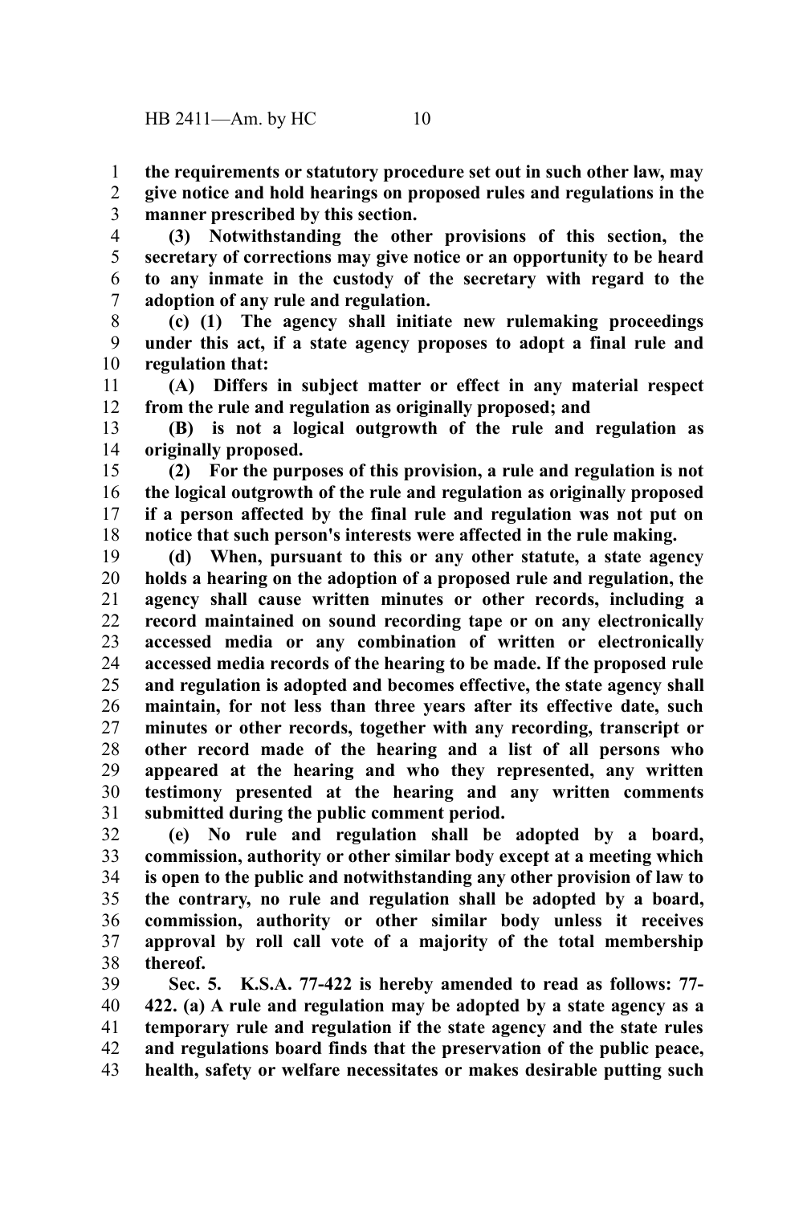**the requirements or statutory procedure set out in such other law, may give notice and hold hearings on proposed rules and regulations in the manner prescribed by this section.**

**(3) Notwithstanding the other provisions of this section, the secretary of corrections may give notice or an opportunity to be heard to any inmate in the custody of the secretary with regard to the adoption of any rule and regulation.**

**(c) (1) The agency shall initiate new rulemaking proceedings under this act, if a state agency proposes to adopt a final rule and regulation that:**

**(A) Differs in subject matter or effect in any material respect from the rule and regulation as originally proposed; and**

**(B) is not a logical outgrowth of the rule and regulation as originally proposed.**

**(2) For the purposes of this provision, a rule and regulation is not the logical outgrowth of the rule and regulation as originally proposed if a person affected by the final rule and regulation was not put on notice that such person's interests were affected in the rule making.**

**(d) When, pursuant to this or any other statute, a state agency holds a hearing on the adoption of a proposed rule and regulation, the agency shall cause written minutes or other records, including a record maintained on sound recording tape or on any electronically accessed media or any combination of written or electronically accessed media records of the hearing to be made. If the proposed rule and regulation is adopted and becomes effective, the state agency shall maintain, for not less than three years after its effective date, such minutes or other records, together with any recording, transcript or other record made of the hearing and a list of all persons who appeared at the hearing and who they represented, any written testimony presented at the hearing and any written comments submitted during the public comment period.**

**(e) No rule and regulation shall be adopted by a board, commission, authority or other similar body except at a meeting which is open to the public and notwithstanding any other provision of law to the contrary, no rule and regulation shall be adopted by a board, commission, authority or other similar body unless it receives approval by roll call vote of a majority of the total membership thereof.**

**Sec. 5. K.S.A. 77-422 is hereby amended to read as follows: 77-422. (a) A rule and regulation may be adopted by a state agency as a temporary rule and regulation if the state agency and the state rules and regulations board finds that the preservation of the public peace, health, safety or welfare necessitates or makes desirable putting such**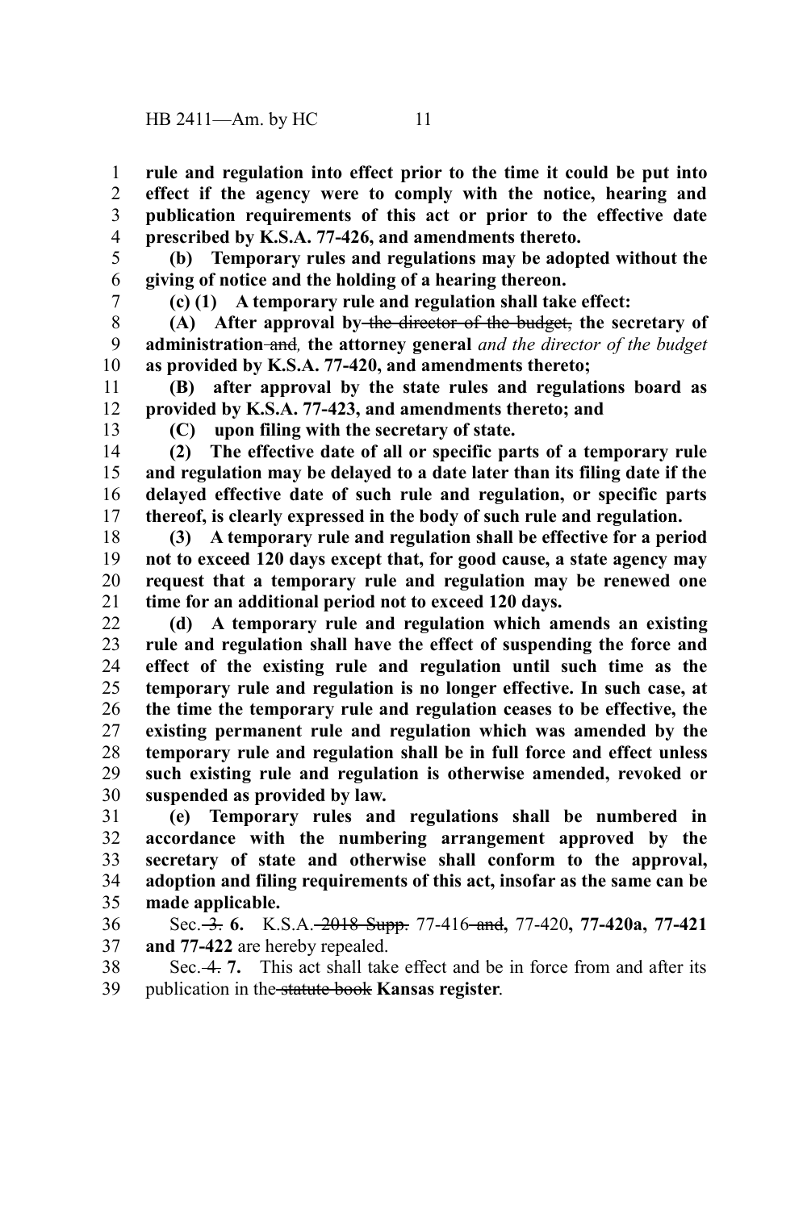**rule and regulation into effect prior to the time it could be put into effect if the agency were to comply with the notice, hearing and publication requirements of this act or prior to the effective date prescribed by K.S.A. 77-426, and amendments thereto.**

**(b) Temporary rules and regulations may be adopted without the giving of notice and the holding of a hearing thereon.**

**(c) (1) A temporary rule and regulation shall take effect:**

**(A) After approval by** ~~the director of the budget,~~ **the secretary of administration** ~~and~~*,* **the attorney general** *and the director of the budget* **as provided by K.S.A. 77-420, and amendments thereto;**

**(B) after approval by the state rules and regulations board as provided by K.S.A. 77-423, and amendments thereto; and**

**(C) upon filing with the secretary of state.**

**(2) The effective date of all or specific parts of a temporary rule and regulation may be delayed to a date later than its filing date if the delayed effective date of such rule and regulation, or specific parts thereof, is clearly expressed in the body of such rule and regulation.**

**(3) A temporary rule and regulation shall be effective for a period not to exceed 120 days except that, for good cause, a state agency may request that a temporary rule and regulation may be renewed one time for an additional period not to exceed 120 days.**

**(d) A temporary rule and regulation which amends an existing rule and regulation shall have the effect of suspending the force and effect of the existing rule and regulation until such time as the temporary rule and regulation is no longer effective. In such case, at the time the temporary rule and regulation ceases to be effective, the existing permanent rule and regulation which was amended by the temporary rule and regulation shall be in full force and effect unless such existing rule and regulation is otherwise amended, revoked or suspended as provided by law.**

**(e) Temporary rules and regulations shall be numbered in accordance with the numbering arrangement approved by the secretary of state and otherwise shall conform to the approval, adoption and filing requirements of this act, insofar as the same can be made applicable.**

Sec. ~~3.~~ **6.** K.S.A. ~~2018 Supp.~~ 77-416 ~~and~~**,** 77-420**, 77-420a, 77-421 and 77-422** are hereby repealed.

Sec. ~~4.~~ **7.** This act shall take effect and be in force from and after its publication in the ~~statute book~~ **Kansas register**.